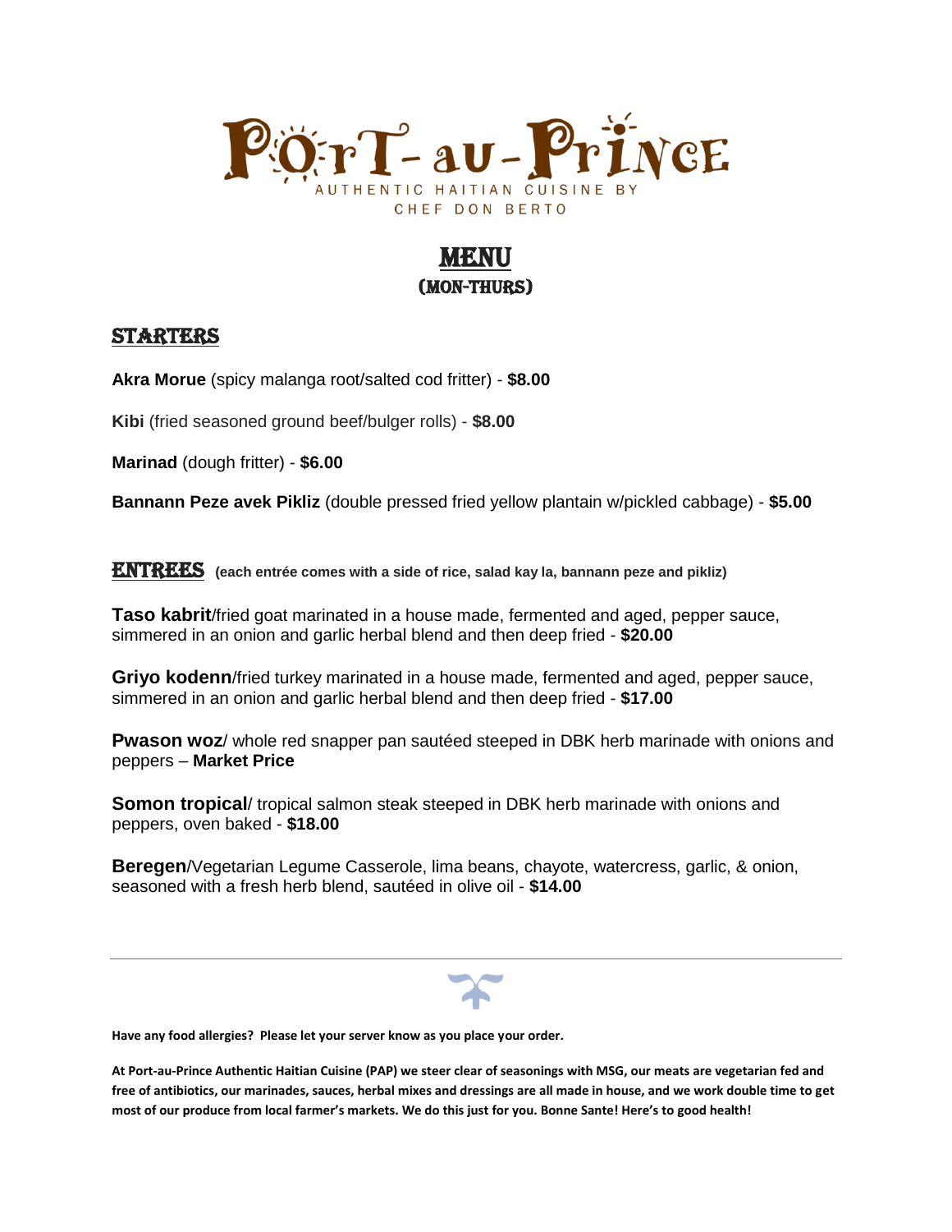# Port-au-Prince

AUTHENTIC HAITIAN CUISINE BY CHEF DON BERTO

## MENU
### (MON-THURS)

## STARTERS

**Akra Morue** (spicy malanga root/salted cod fritter) - **$8.00**

**Kibi** (fried seasoned ground beef/bulger rolls) - **$8.00**

**Marinad** (dough fritter) - **$6.00**

**Bannann Peze avek Pikliz** (double pressed fried yellow plantain w/pickled cabbage) - **$5.00**

## ENTREES **(each entrée comes with a side of rice, salad kay la, bannann peze and pikliz)**

**Taso kabrit**/fried goat marinated in a house made, fermented and aged, pepper sauce, simmered in an onion and garlic herbal blend and then deep fried - **$20.00**

**Griyo kodenn**/fried turkey marinated in a house made, fermented and aged, pepper sauce, simmered in an onion and garlic herbal blend and then deep fried - **$17.00**

**Pwason woz**/ whole red snapper pan sautéed steeped in DBK herb marinade with onions and peppers – **Market Price**

**Somon tropical**/ tropical salmon steak steeped in DBK herb marinade with onions and peppers, oven baked - **$18.00**

**Beregen**/Vegetarian Legume Casserole, lima beans, chayote, watercress, garlic, & onion, seasoned with a fresh herb blend, sautéed in olive oil - **$14.00**

---

**Have any food allergies? Please let your server know as you place your order.**

**At Port-au-Prince Authentic Haitian Cuisine (PAP) we steer clear of seasonings with MSG, our meats are vegetarian fed and free of antibiotics, our marinades, sauces, herbal mixes and dressings are all made in house, and we work double time to get most of our produce from local farmer's markets. We do this just for you. Bonne Sante! Here's to good health!**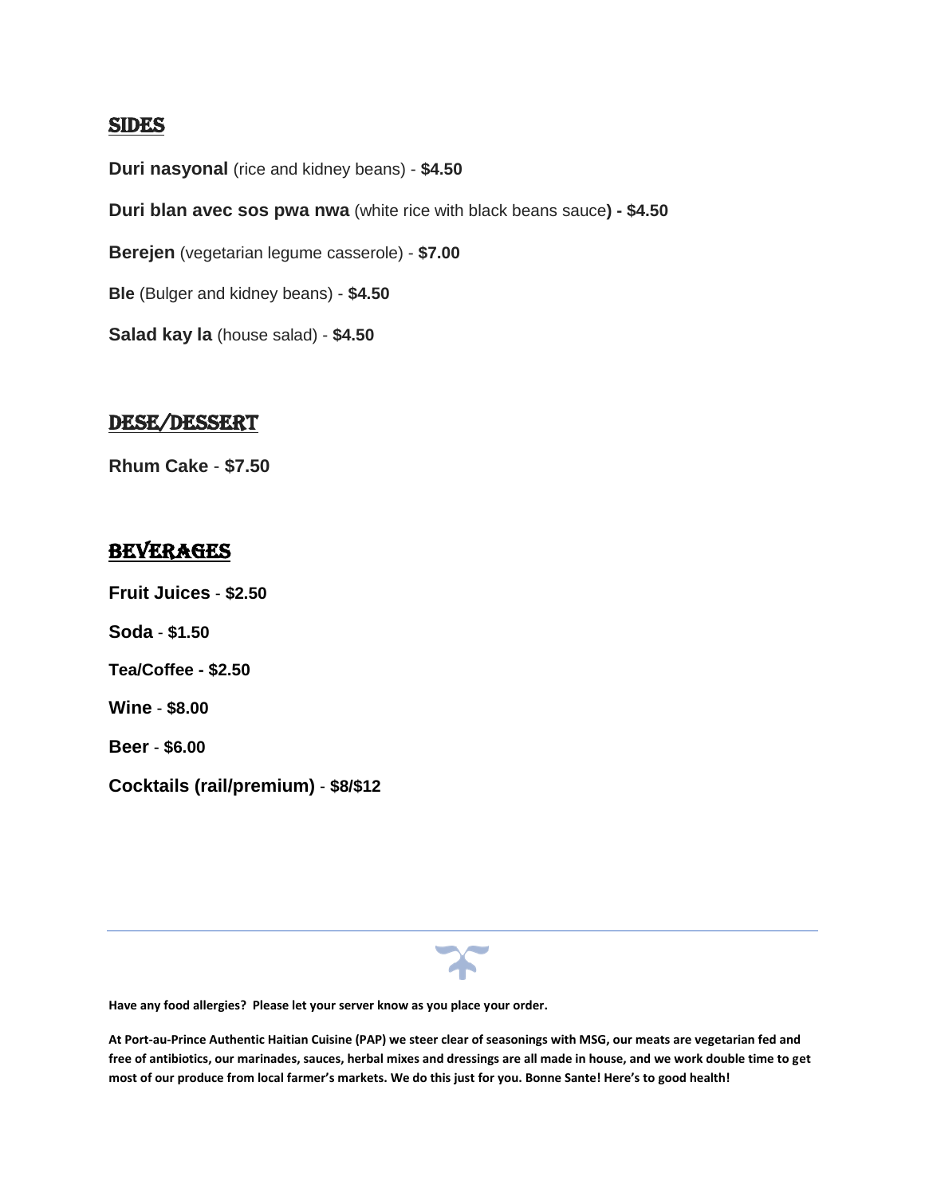## SIDES

**Duri nasyonal** (rice and kidney beans) - **$4.50**

**Duri blan avec sos pwa nwa** (white rice with black beans sauce**) - $4.50**

**Berejen** (vegetarian legume casserole) - **$7.00**

**Ble** (Bulger and kidney beans) - **$4.50**

**Salad kay la** (house salad) - **$4.50**

## DESE/DESSERT

**Rhum Cake** - **$7.50**

## BEVERAGES

**Fruit Juices** - **$2.50**

**Soda** - **$1.50**

**Tea/Coffee - $2.50**

**Wine** - **$8.00**

**Beer** - **$6.00**

**Cocktails (rail/premium)** - **$8/$12**

---

**Have any food allergies? Please let your server know as you place your order.**

**At Port-au-Prince Authentic Haitian Cuisine (PAP) we steer clear of seasonings with MSG, our meats are vegetarian fed and free of antibiotics, our marinades, sauces, herbal mixes and dressings are all made in house, and we work double time to get most of our produce from local farmer's markets. We do this just for you. Bonne Sante! Here's to good health!**